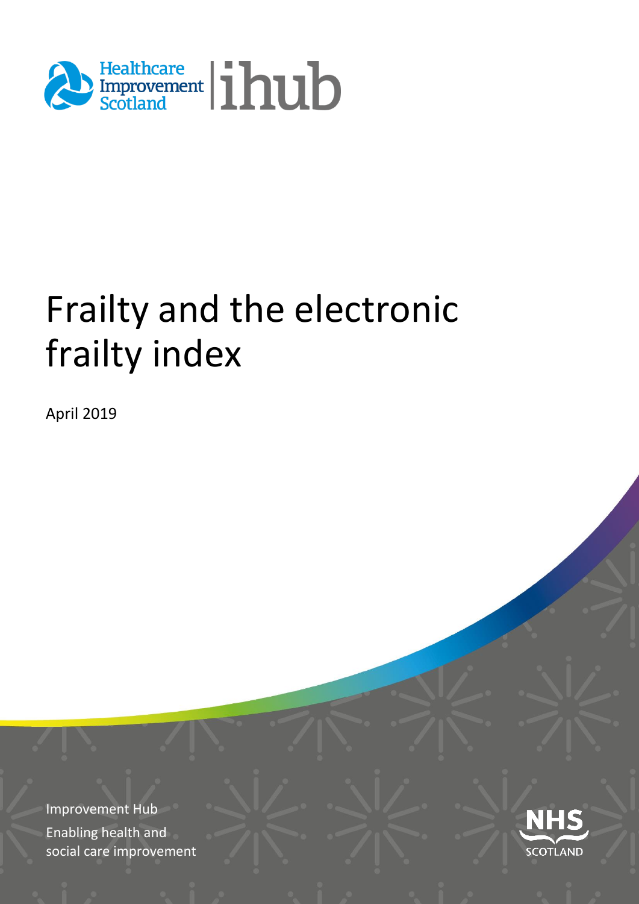Healthcare Improvement Scotland | ihub

# Frailty and the electronic frailty index

April 2019

Improvement Hub
Enabling health and social care improvement

NHS SCOTLAND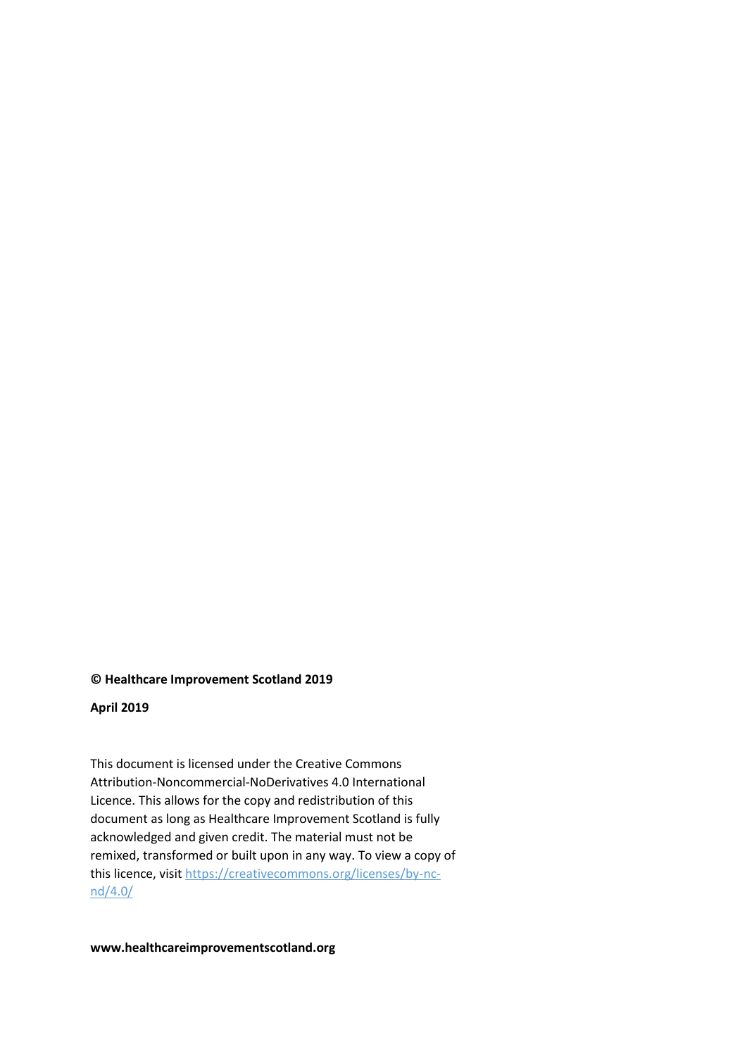**© Healthcare Improvement Scotland 2019**

**April 2019**

This document is licensed under the Creative Commons Attribution-Noncommercial-NoDerivatives 4.0 International Licence. This allows for the copy and redistribution of this document as long as Healthcare Improvement Scotland is fully acknowledged and given credit. The material must not be remixed, transformed or built upon in any way. To view a copy of this licence, visit [https://creativecommons.org/licenses/by-nc-nd/4.0/](https://creativecommons.org/licenses/by-nc-nd/4.0/)

**www.healthcareimprovementscotland.org**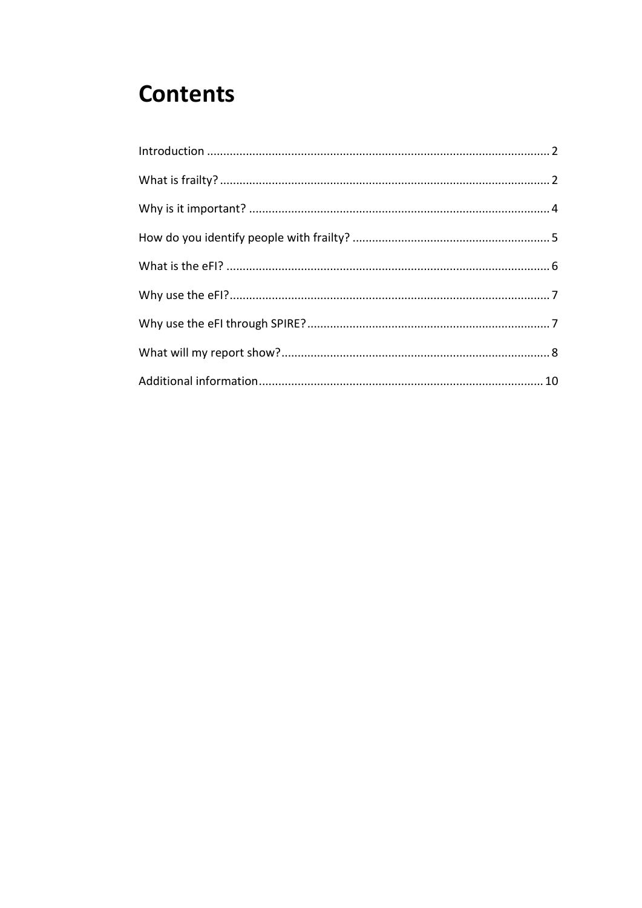# Contents

Introduction ........................................................................................................ 2

What is frailty? ..................................................................................................... 2

Why is it important? ............................................................................................ 4

How do you identify people with frailty? ............................................................ 5

What is the eFI? ................................................................................................... 6

Why use the eFI? .................................................................................................. 7

Why use the eFI through SPIRE? .......................................................................... 7

What will my report show? .................................................................................. 8

Additional information ....................................................................................... 10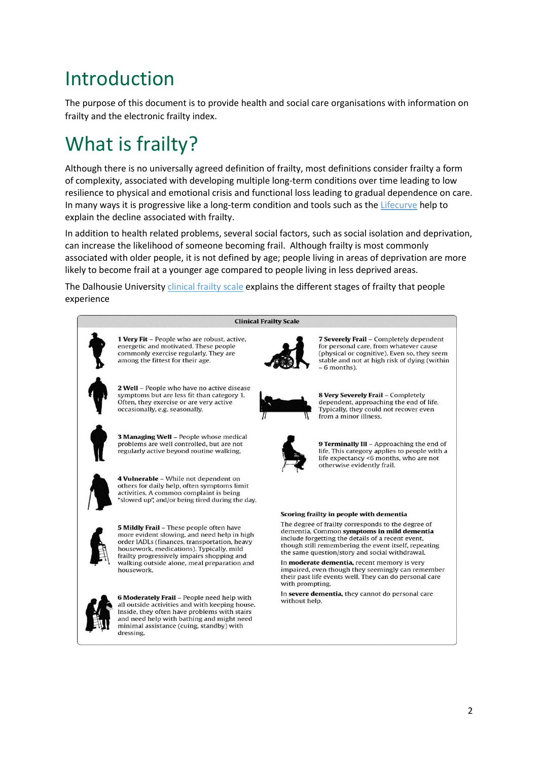# Introduction

The purpose of this document is to provide health and social care organisations with information on frailty and the electronic frailty index.

# What is frailty?

Although there is no universally agreed definition of frailty, most definitions consider frailty a form of complexity, associated with developing multiple long-term conditions over time leading to low resilience to physical and emotional crisis and functional loss leading to gradual dependence on care. In many ways it is progressive like a long-term condition and tools such as the Lifecurve help to explain the decline associated with frailty.

In addition to health related problems, several social factors, such as social isolation and deprivation, can increase the likelihood of someone becoming frail. Although frailty is most commonly associated with older people, it is not defined by age; people living in areas of deprivation are more likely to become frail at a younger age compared to people living in less deprived areas.

The Dalhousie University clinical frailty scale explains the different stages of frailty that people experience

**Clinical Frailty Scale**

**1 Very Fit** – People who are robust, active, energetic and motivated. These people commonly exercise regularly. They are among the fittest for their age.

**2 Well** – People who have no active disease symptoms but are less fit than category 1. Often, they exercise or are very active occasionally, e.g. seasonally.

**3 Managing Well** – People whose medical problems are well controlled, but are not regularly active beyond routine walking.

**4 Vulnerable** – While not dependent on others for daily help, often symptoms limit activities. A common complaint is being "slowed up", and/or being tired during the day.

**5 Mildly Frail** – These people often have more evident slowing, and need help in high order IADLs (finances, transportation, heavy housework, medications). Typically, mild frailty progressively impairs shopping and walking outside alone, meal preparation and housework.

**6 Moderately Frail** – People need help with all outside activities and with keeping house. Inside, they often have problems with stairs and need help with bathing and might need minimal assistance (cuing, standby) with dressing.

**7 Severely Frail** – Completely dependent for personal care, from whatever cause (physical or cognitive). Even so, they seem stable and not at high risk of dying (within ~ 6 months).

**8 Very Severely Frail** – Completely dependent, approaching the end of life. Typically, they could not recover even from a minor illness.

**9 Terminally Ill** – Approaching the end of life. This category applies to people with a life expectancy <6 months, who are not otherwise evidently frail.

**Scoring frailty in people with dementia**

The degree of frailty corresponds to the degree of dementia. Common **symptoms in mild dementia** include forgetting the details of a recent event, though still remembering the event itself, repeating the same question/story and social withdrawal.

In **moderate dementia**, recent memory is very impaired, even though they seemingly can remember their past life events well. They can do personal care with prompting.

In **severe dementia**, they cannot do personal care without help.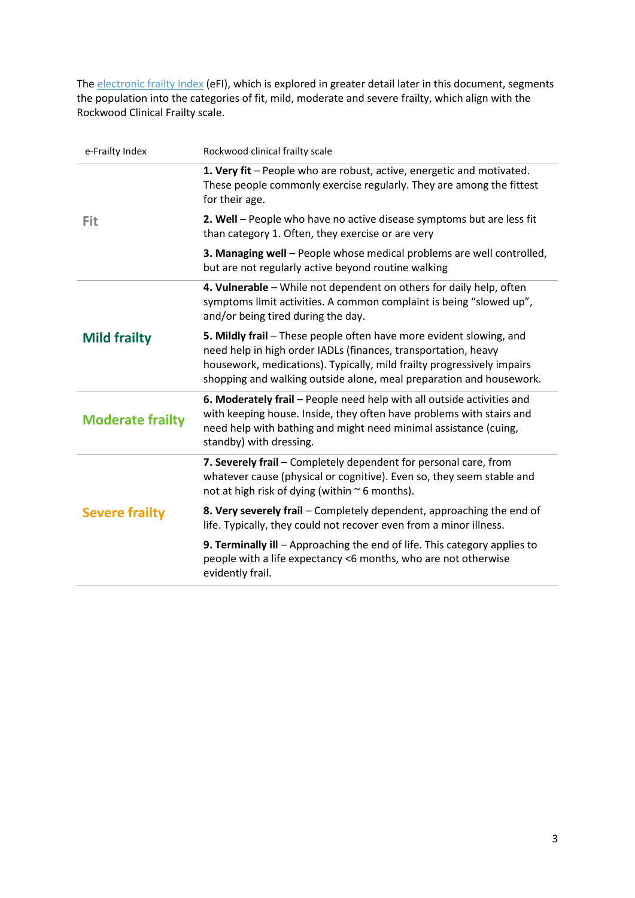The [electronic frailty index](electronic frailty index) (eFI), which is explored in greater detail later in this document, segments the population into the categories of fit, mild, moderate and severe frailty, which align with the Rockwood Clinical Frailty scale.

| e-Frailty Index | Rockwood clinical frailty scale |
|---|---|
| Fit | **1. Very fit** – People who are robust, active, energetic and motivated. These people commonly exercise regularly. They are among the fittest for their age. |
| | **2. Well** – People who have no active disease symptoms but are less fit than category 1. Often, they exercise or are very |
| | **3. Managing well** – People whose medical problems are well controlled, but are not regularly active beyond routine walking |
| **Mild frailty** | **4. Vulnerable** – While not dependent on others for daily help, often symptoms limit activities. A common complaint is being "slowed up", and/or being tired during the day. |
| | **5. Mildly frail** – These people often have more evident slowing, and need help in high order IADLs (finances, transportation, heavy housework, medications). Typically, mild frailty progressively impairs shopping and walking outside alone, meal preparation and housework. |
| **Moderate frailty** | **6. Moderately frail** – People need help with all outside activities and with keeping house. Inside, they often have problems with stairs and need help with bathing and might need minimal assistance (cuing, standby) with dressing. |
| **Severe frailty** | **7. Severely frail** – Completely dependent for personal care, from whatever cause (physical or cognitive). Even so, they seem stable and not at high risk of dying (within ~ 6 months). |
| | **8. Very severely frail** – Completely dependent, approaching the end of life. Typically, they could not recover even from a minor illness. |
| | **9. Terminally ill** – Approaching the end of life. This category applies to people with a life expectancy <6 months, who are not otherwise evidently frail. |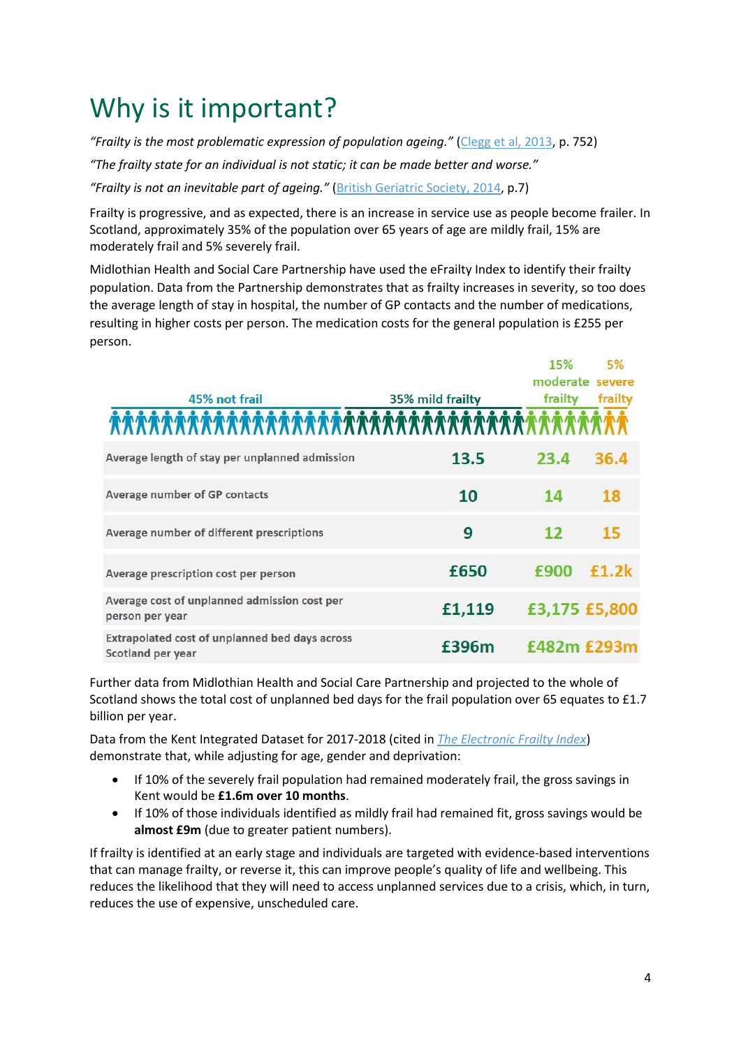# Why is it important?

*"Frailty is the most problematic expression of population ageing."* (Clegg et al, 2013, p. 752)

*"The frailty state for an individual is not static; it can be made better and worse."*

*"Frailty is not an inevitable part of ageing."* (British Geriatric Society, 2014, p.7)

Frailty is progressive, and as expected, there is an increase in service use as people become frailer. In Scotland, approximately 35% of the population over 65 years of age are mildly frail, 15% are moderately frail and 5% severely frail.

Midlothian Health and Social Care Partnership have used the eFrailty Index to identify their frailty population. Data from the Partnership demonstrates that as frailty increases in severity, so too does the average length of stay in hospital, the number of GP contacts and the number of medications, resulting in higher costs per person. The medication costs for the general population is £255 per person.

| 45% not frail | 35% mild frailty | 15% moderate frailty | 5% severe frailty |
|---|---|---|---|
| Average length of stay per unplanned admission | 13.5 | 23.4 | 36.4 |
| Average number of GP contacts | 10 | 14 | 18 |
| Average number of different prescriptions | 9 | 12 | 15 |
| Average prescription cost per person | £650 | £900 | £1.2k |
| Average cost of unplanned admission cost per person per year | £1,119 | £3,175 | £5,800 |
| Extrapolated cost of unplanned bed days across Scotland per year | £396m | £482m | £293m |

Further data from Midlothian Health and Social Care Partnership and projected to the whole of Scotland shows the total cost of unplanned bed days for the frail population over 65 equates to £1.7 billion per year.

Data from the Kent Integrated Dataset for 2017-2018 (cited in *The Electronic Frailty Index*) demonstrate that, while adjusting for age, gender and deprivation:

- If 10% of the severely frail population had remained moderately frail, the gross savings in Kent would be **£1.6m over 10 months**.
- If 10% of those individuals identified as mildly frail had remained fit, gross savings would be **almost £9m** (due to greater patient numbers).

If frailty is identified at an early stage and individuals are targeted with evidence-based interventions that can manage frailty, or reverse it, this can improve people's quality of life and wellbeing. This reduces the likelihood that they will need to access unplanned services due to a crisis, which, in turn, reduces the use of expensive, unscheduled care.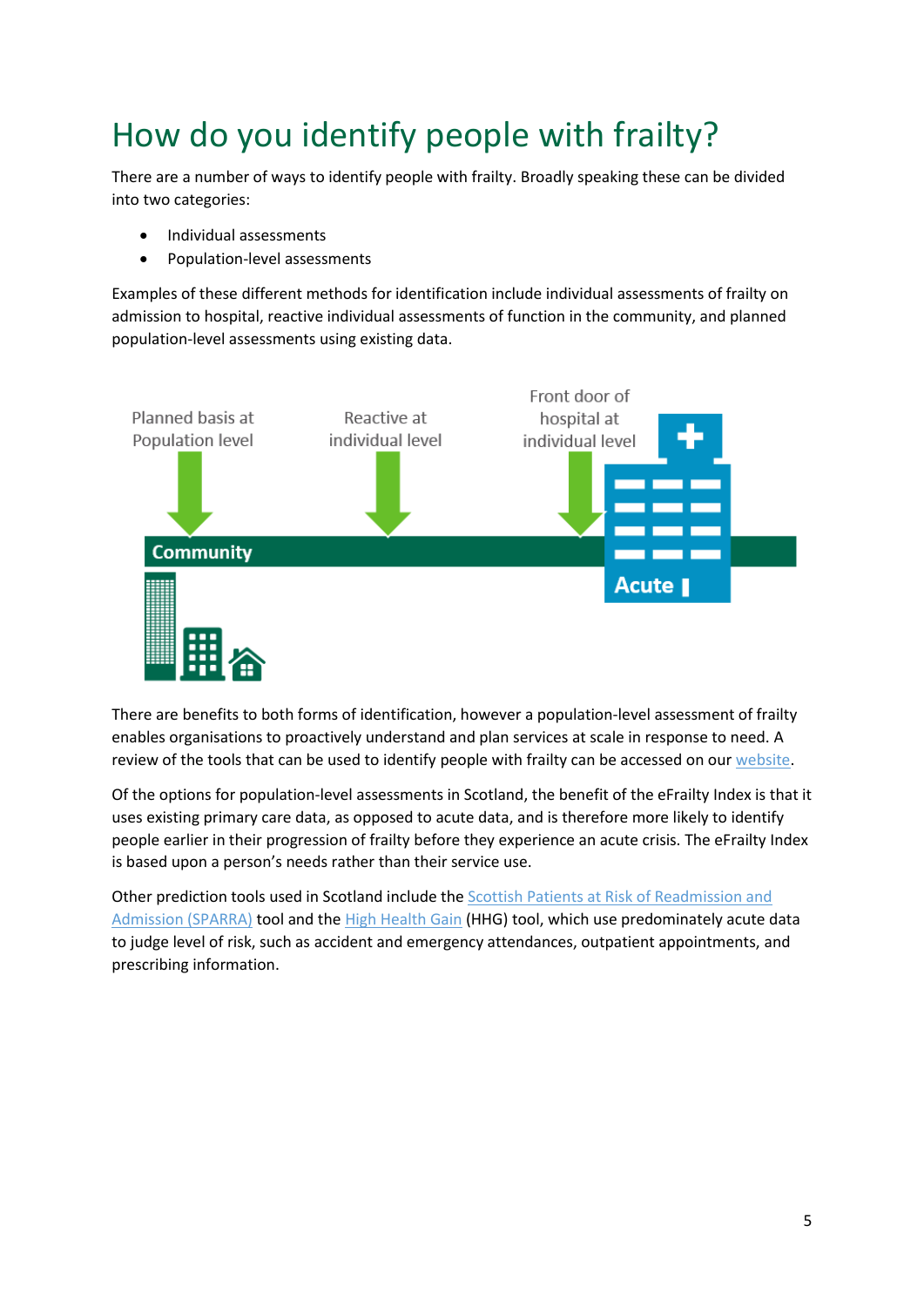# How do you identify people with frailty?

There are a number of ways to identify people with frailty. Broadly speaking these can be divided into two categories:

- Individual assessments
- Population-level assessments

Examples of these different methods for identification include individual assessments of frailty on admission to hospital, reactive individual assessments of function in the community, and planned population-level assessments using existing data.

There are benefits to both forms of identification, however a population-level assessment of frailty enables organisations to proactively understand and plan services at scale in response to need. A review of the tools that can be used to identify people with frailty can be accessed on our website.

Of the options for population-level assessments in Scotland, the benefit of the eFrailty Index is that it uses existing primary care data, as opposed to acute data, and is therefore more likely to identify people earlier in their progression of frailty before they experience an acute crisis. The eFrailty Index is based upon a person's needs rather than their service use.

Other prediction tools used in Scotland include the Scottish Patients at Risk of Readmission and Admission (SPARRA) tool and the High Health Gain (HHG) tool, which use predominately acute data to judge level of risk, such as accident and emergency attendances, outpatient appointments, and prescribing information.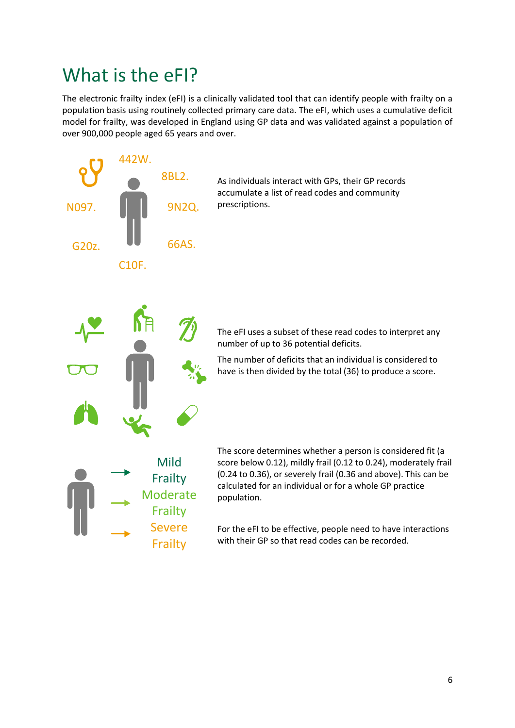# What is the eFI?

The electronic frailty index (eFI) is a clinically validated tool that can identify people with frailty on a population basis using routinely collected primary care data. The eFI, which uses a cumulative deficit model for frailty, was developed in England using GP data and was validated against a population of over 900,000 people aged 65 years and over.

442W.

8BL2.

N097.

9N2Q.

G20z.

66AS.

C10F.

As individuals interact with GPs, their GP records accumulate a list of read codes and community prescriptions.

The eFI uses a subset of these read codes to interpret any number of up to 36 potential deficits.

The number of deficits that an individual is considered to have is then divided by the total (36) to produce a score.

Mild Frailty

Moderate Frailty

Severe Frailty

The score determines whether a person is considered fit (a score below 0.12), mildly frail (0.12 to 0.24), moderately frail (0.24 to 0.36), or severely frail (0.36 and above). This can be calculated for an individual or for a whole GP practice population.

For the eFI to be effective, people need to have interactions with their GP so that read codes can be recorded.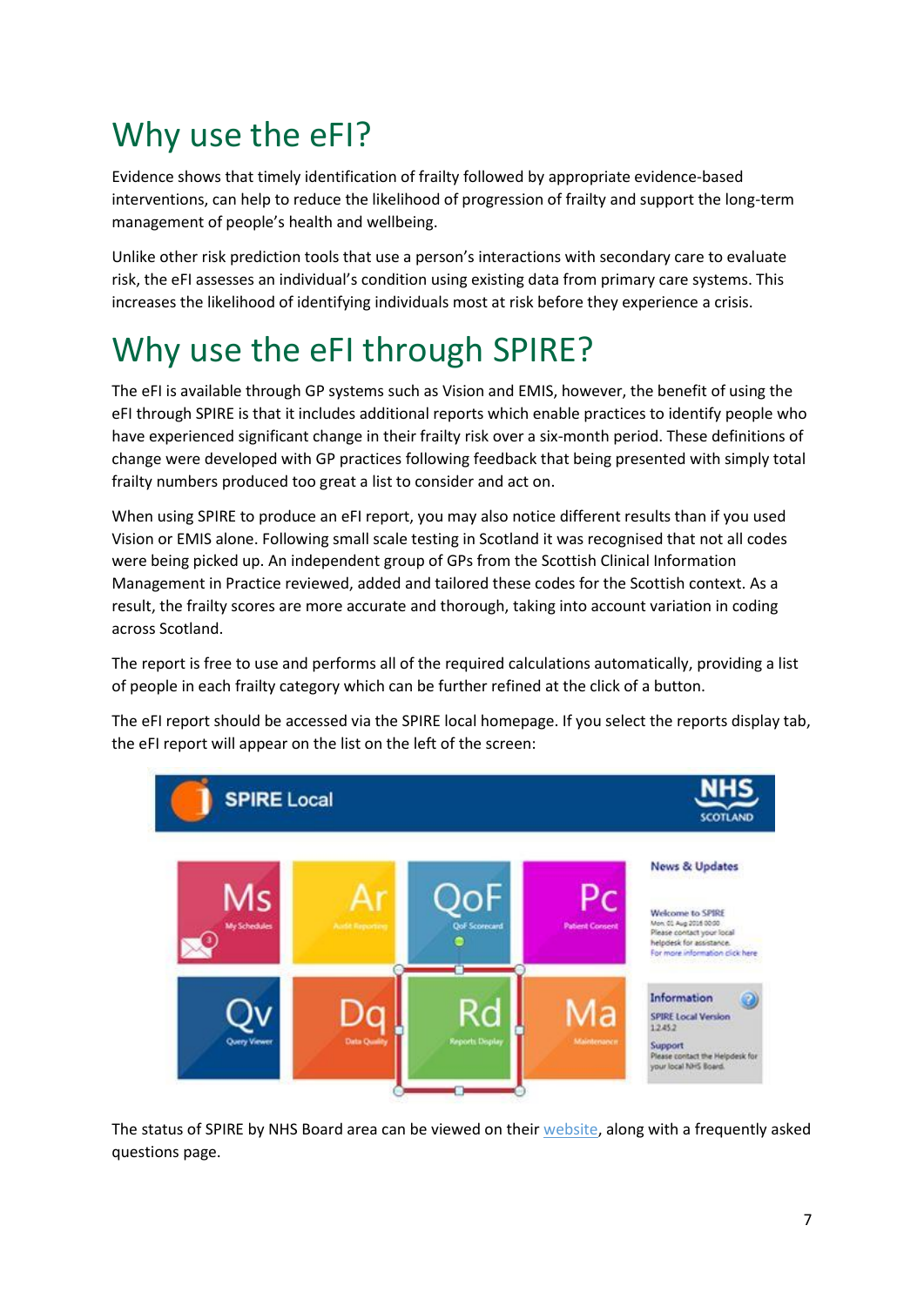# Why use the eFI?

Evidence shows that timely identification of frailty followed by appropriate evidence-based interventions, can help to reduce the likelihood of progression of frailty and support the long-term management of people's health and wellbeing.

Unlike other risk prediction tools that use a person's interactions with secondary care to evaluate risk, the eFI assesses an individual's condition using existing data from primary care systems. This increases the likelihood of identifying individuals most at risk before they experience a crisis.

# Why use the eFI through SPIRE?

The eFI is available through GP systems such as Vision and EMIS, however, the benefit of using the eFI through SPIRE is that it includes additional reports which enable practices to identify people who have experienced significant change in their frailty risk over a six-month period. These definitions of change were developed with GP practices following feedback that being presented with simply total frailty numbers produced too great a list to consider and act on.

When using SPIRE to produce an eFI report, you may also notice different results than if you used Vision or EMIS alone. Following small scale testing in Scotland it was recognised that not all codes were being picked up. An independent group of GPs from the Scottish Clinical Information Management in Practice reviewed, added and tailored these codes for the Scottish context. As a result, the frailty scores are more accurate and thorough, taking into account variation in coding across Scotland.

The report is free to use and performs all of the required calculations automatically, providing a list of people in each frailty category which can be further refined at the click of a button.

The eFI report should be accessed via the SPIRE local homepage. If you select the reports display tab, the eFI report will appear on the list on the left of the screen:

The status of SPIRE by NHS Board area can be viewed on their [website](), along with a frequently asked questions page.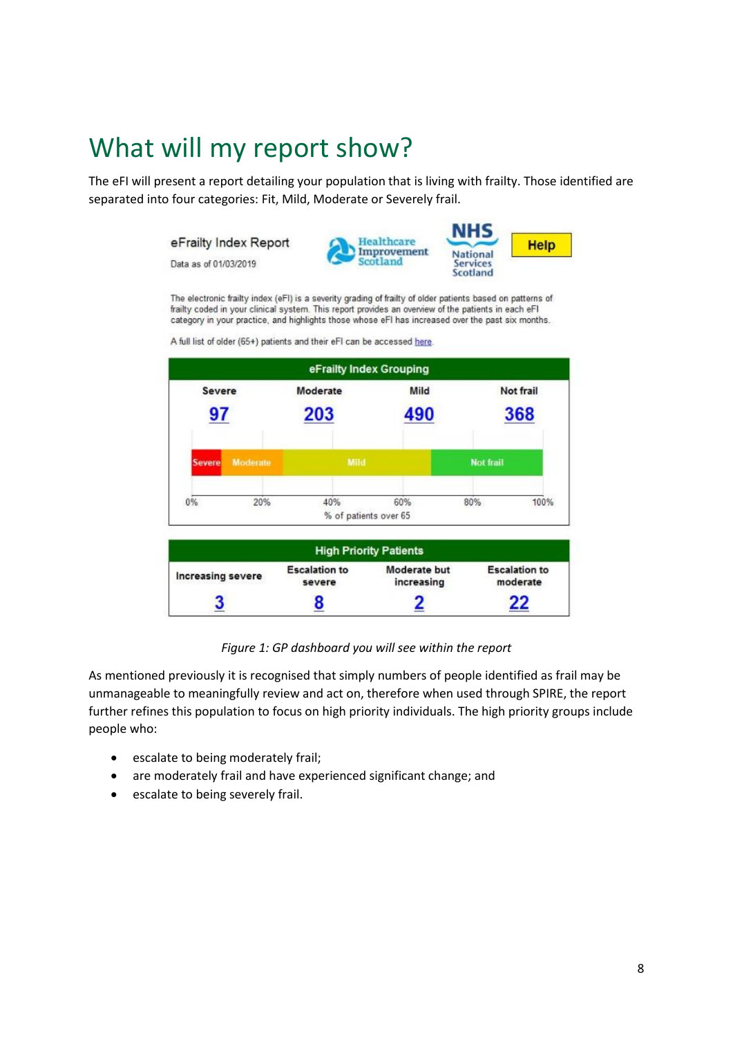# What will my report show?

The eFI will present a report detailing your population that is living with frailty. Those identified are separated into four categories: Fit, Mild, Moderate or Severely frail.

eFrailty Index Report

Data as of 01/03/2019

The electronic frailty index (eFI) is a severity grading of frailty of older patients based on patterns of frailty coded in your clinical system. This report provides an overview of the patients in each eFI category in your practice, and highlights those whose eFI has increased over the past six months.

A full list of older (65+) patients and their eFI can be accessed here.

| eFrailty Index Grouping | | | |
|---|---|---|---|
| Severe | Moderate | Mild | Not frail |
| 97 | 203 | 490 | 368 |

| High Priority Patients | | | |
|---|---|---|---|
| Increasing severe | Escalation to severe | Moderate but increasing | Escalation to moderate |
| 3 | 8 | 2 | 22 |

*Figure 1: GP dashboard you will see within the report*

As mentioned previously it is recognised that simply numbers of people identified as frail may be unmanageable to meaningfully review and act on, therefore when used through SPIRE, the report further refines this population to focus on high priority individuals. The high priority groups include people who:

- escalate to being moderately frail;
- are moderately frail and have experienced significant change; and
- escalate to being severely frail.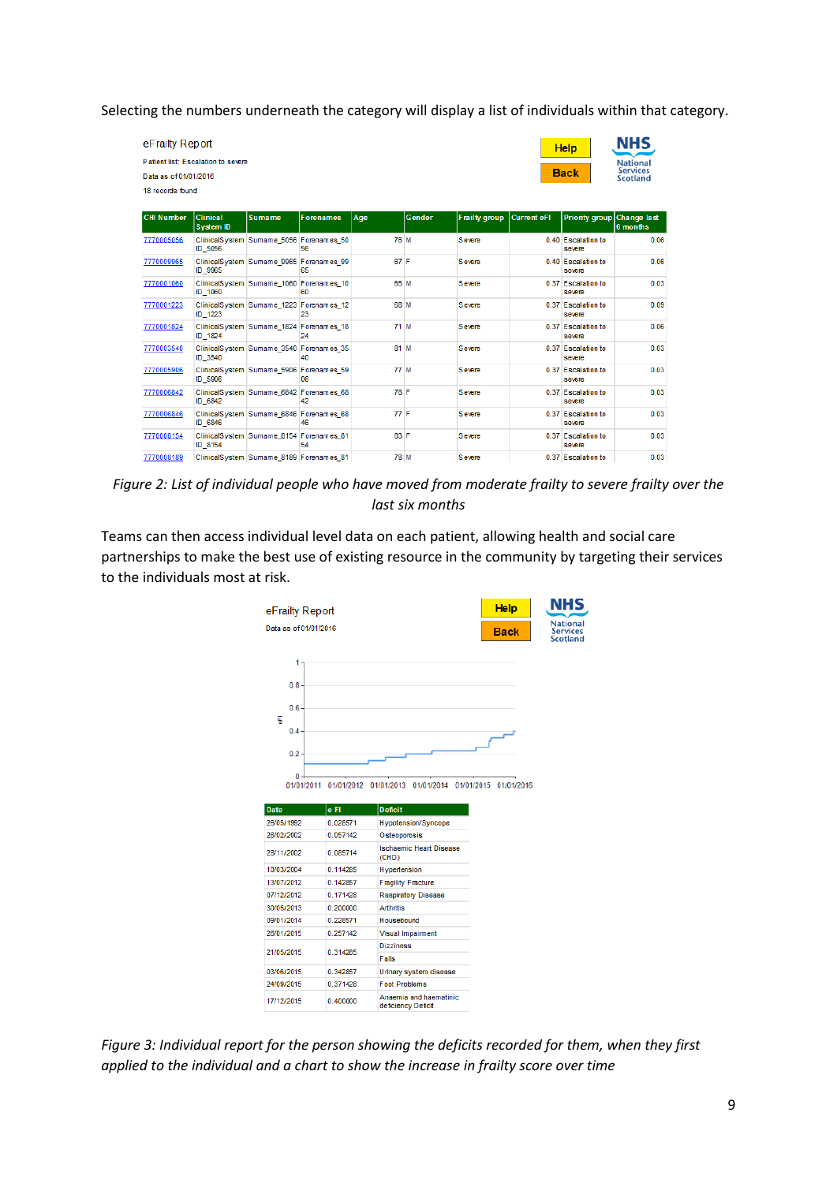Selecting the numbers underneath the category will display a list of individuals within that category.

eFrailty Report

Patient list: Escalation to severe

Data as of 01/01/2016

18 records found

| CHI Number | Clinical System ID | Surname | Forenames | Age | Gender | Frailty group | Current eFI | Priority group | Change last 6 months |
|---|---|---|---|---|---|---|---|---|---|
| 7770005056 | ClinicalSystem ID_5056 | Surname_5056 | Forenames_5056 | 76 | M | Severe | 0.40 | Escalation to severe | 0.06 |
| 7770009965 | ClinicalSystem ID_9965 | Surname_9965 | Forenames_9965 | 67 | F | Severe | 0.40 | Escalation to severe | 0.06 |
| 7770001060 | ClinicalSystem ID_1060 | Surname_1060 | Forenames_1060 | 65 | M | Severe | 0.37 | Escalation to severe | 0.03 |
| 7770001223 | ClinicalSystem ID_1223 | Surname_1223 | Forenames_1223 | 68 | M | Severe | 0.37 | Escalation to severe | 0.09 |
| 7770001824 | ClinicalSystem ID_1824 | Surname_1824 | Forenames_1824 | 71 | M | Severe | 0.37 | Escalation to severe | 0.06 |
| 7770003540 | ClinicalSystem ID_3540 | Surname_3540 | Forenames_3540 | 81 | M | Severe | 0.37 | Escalation to severe | 0.03 |
| 7770005906 | ClinicalSystem ID_5906 | Surname_5906 | Forenames_5906 | 77 | M | Severe | 0.37 | Escalation to severe | 0.03 |
| 7770006842 | ClinicalSystem ID_6842 | Surname_6842 | Forenames_6842 | 78 | F | Severe | 0.37 | Escalation to severe | 0.03 |
| 7770006846 | ClinicalSystem ID_6846 | Surname_6846 | Forenames_6846 | 77 | F | Severe | 0.37 | Escalation to severe | 0.03 |
| 7770008154 | ClinicalSystem ID_8154 | Surname_8154 | Forenames_8154 | 83 | F | Severe | 0.37 | Escalation to severe | 0.03 |
| 7770008189 | ClinicalSystem | Surname_8189 | Forenames_81 | 78 | M | Severe | 0.37 | Escalation to | 0.03 |

*Figure 2: List of individual people who have moved from moderate frailty to severe frailty over the last six months*

Teams can then access individual level data on each patient, allowing health and social care partnerships to make the best use of existing resource in the community by targeting their services to the individuals most at risk.

eFrailty Report

Data as of 01/01/2016

| Date | e FI | Deficit |
|---|---|---|
| 26/05/1992 | 0.028571 | Hypotension/Syncope |
| 26/02/2002 | 0.057142 | Osteoporosis |
| 28/11/2002 | 0.085714 | Ischaemic Heart Disease (CHD) |
| 10/03/2004 | 0.114285 | Hypertension |
| 13/07/2012 | 0.142857 | Fragility Fracture |
| 07/12/2012 | 0.171428 | Respiratory Disease |
| 30/05/2013 | 0.200000 | Arthritis |
| 09/01/2014 | 0.228571 | Housebound |
| 28/01/2015 | 0.257142 | Visual Impairment |
| 21/05/2015 | 0.314285 | Dizziness<br>Falls |
| 03/06/2015 | 0.342857 | Urinary system disease |
| 24/09/2015 | 0.371428 | Foot Problems |
| 17/12/2015 | 0.400000 | Anaemia and haematinic deficiency Deficit |

*Figure 3: Individual report for the person showing the deficits recorded for them, when they first applied to the individual and a chart to show the increase in frailty score over time*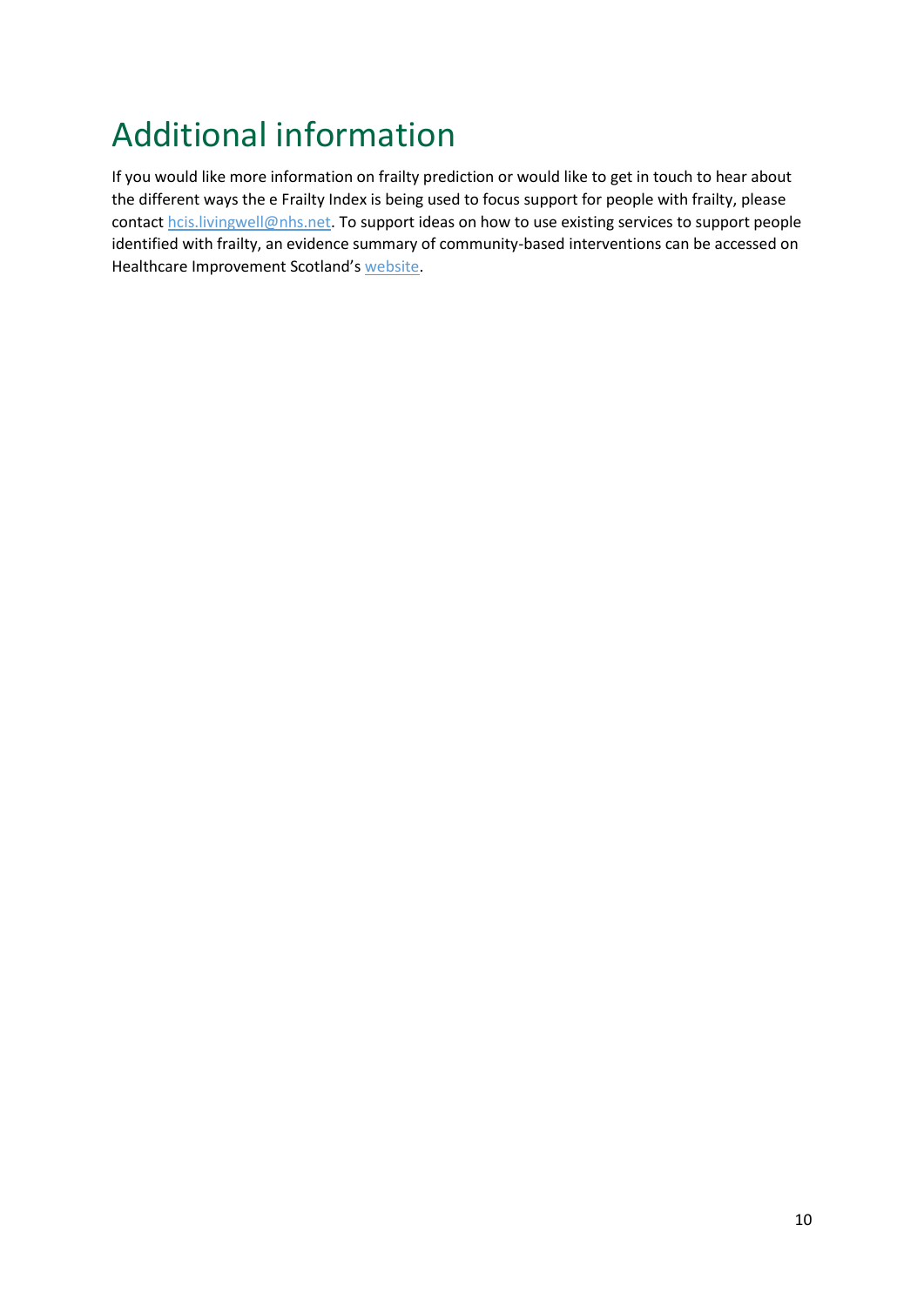# Additional information

If you would like more information on frailty prediction or would like to get in touch to hear about the different ways the e Frailty Index is being used to focus support for people with frailty, please contact hcis.livingwell@nhs.net. To support ideas on how to use existing services to support people identified with frailty, an evidence summary of community-based interventions can be accessed on Healthcare Improvement Scotland's website.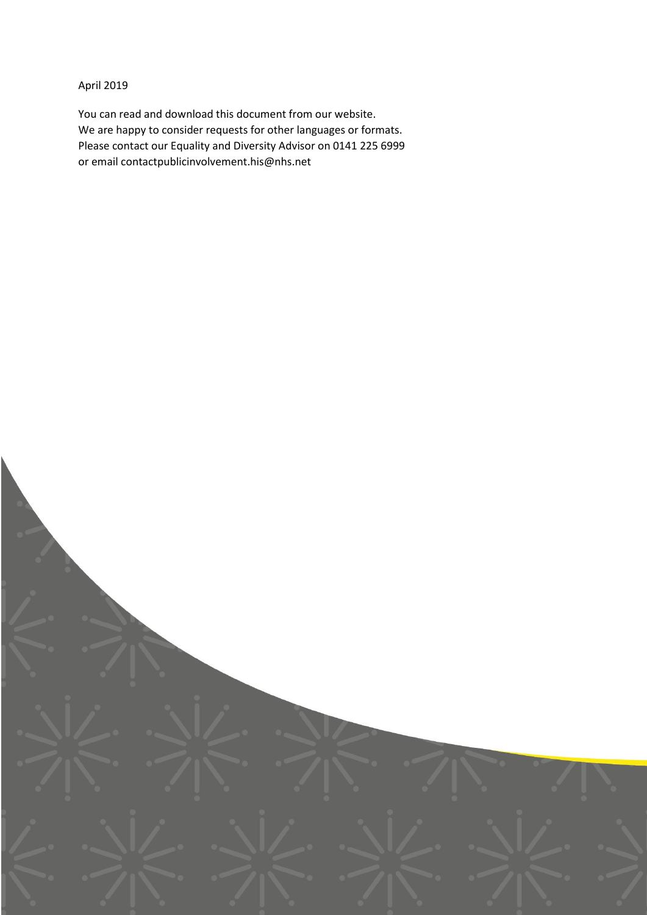April 2019

You can read and download this document from our website.
We are happy to consider requests for other languages or formats.
Please contact our Equality and Diversity Advisor on 0141 225 6999
or email contactpublicinvolvement.his@nhs.net